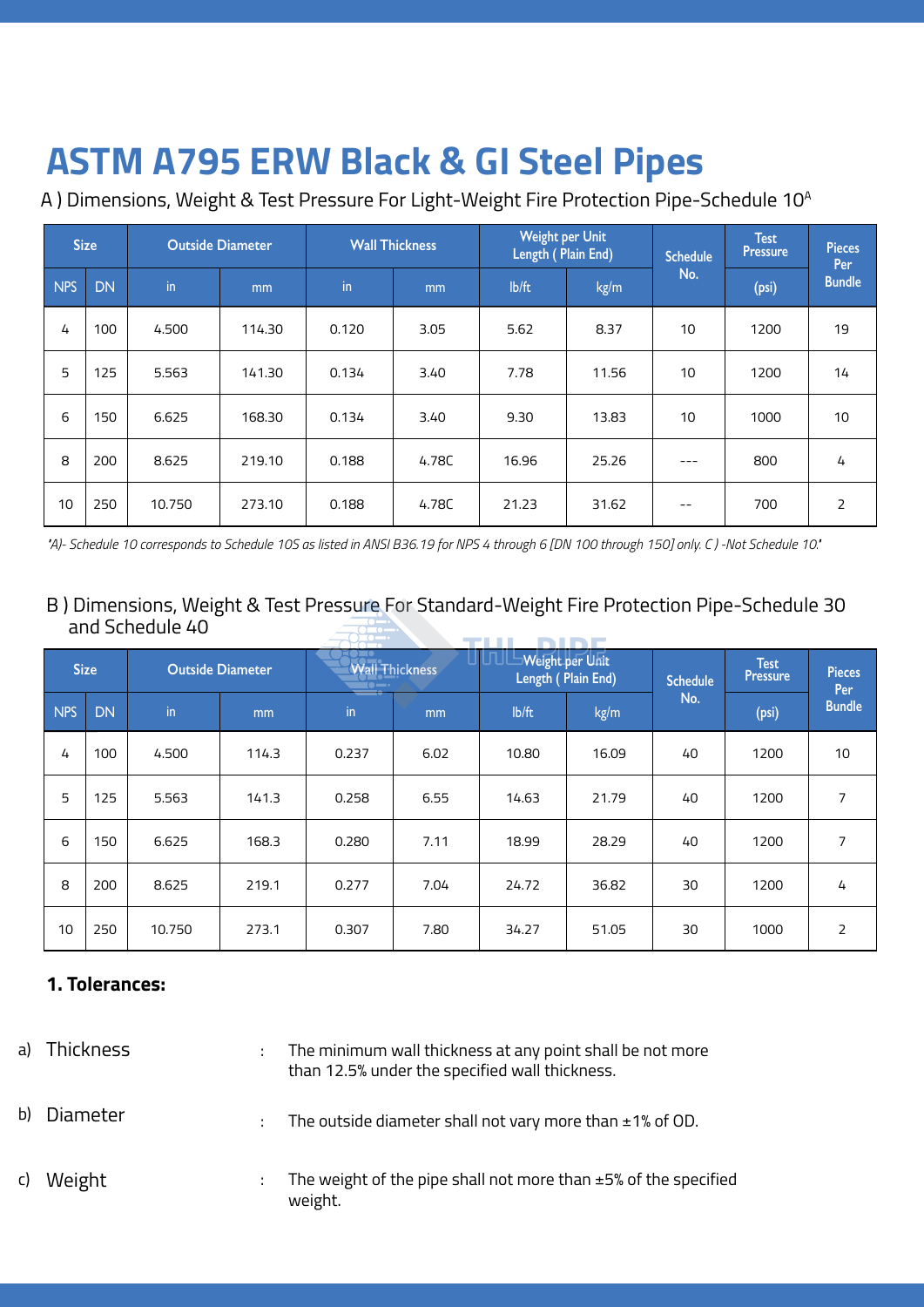# ASTM A795 ERW Black & GI Steel Pipes

A ) Dimensions, Weight & Test Pressure For Light-Weight Fire Protection Pipe-Schedule 10[A]

| Size | | Outside Diameter | | Wall Thickness | | Weight per Unit Length ( Plain End) | | Schedule No. | Test Pressure | Pieces Per Bundle |
|---|---|---|---|---|---|---|---|---|---|---|
| NPS | DN | in | mm | in | mm | lb/ft | kg/m | | (psi) | |
| 4 | 100 | 4.500 | 114.30 | 0.120 | 3.05 | 5.62 | 8.37 | 10 | 1200 | 19 |
| 5 | 125 | 5.563 | 141.30 | 0.134 | 3.40 | 7.78 | 11.56 | 10 | 1200 | 14 |
| 6 | 150 | 6.625 | 168.30 | 0.134 | 3.40 | 9.30 | 13.83 | 10 | 1000 | 10 |
| 8 | 200 | 8.625 | 219.10 | 0.188 | 4.78C | 16.96 | 25.26 | --- | 800 | 4 |
| 10 | 250 | 10.750 | 273.10 | 0.188 | 4.78C | 21.23 | 31.62 | -- | 700 | 2 |

*"A)- Schedule 10 corresponds to Schedule 10S as listed in ANSI B36.19 for NPS 4 through 6 [DN 100 through 150] only. C ) -Not Schedule 10."*

B ) Dimensions, Weight & Test Pressure For Standard-Weight Fire Protection Pipe-Schedule 30 and Schedule 40

| Size | | Outside Diameter | | Wall Thickness | | Weight per Unit Length ( Plain End) | | Schedule No. | Test Pressure | Pieces Per Bundle |
|---|---|---|---|---|---|---|---|---|---|---|
| NPS | DN | in | mm | in | mm | lb/ft | kg/m | | (psi) | |
| 4 | 100 | 4.500 | 114.3 | 0.237 | 6.02 | 10.80 | 16.09 | 40 | 1200 | 10 |
| 5 | 125 | 5.563 | 141.3 | 0.258 | 6.55 | 14.63 | 21.79 | 40 | 1200 | 7 |
| 6 | 150 | 6.625 | 168.3 | 0.280 | 7.11 | 18.99 | 28.29 | 40 | 1200 | 7 |
| 8 | 200 | 8.625 | 219.1 | 0.277 | 7.04 | 24.72 | 36.82 | 30 | 1200 | 4 |
| 10 | 250 | 10.750 | 273.1 | 0.307 | 7.80 | 34.27 | 51.05 | 30 | 1000 | 2 |

**1. Tolerances:**

a) Thickness : The minimum wall thickness at any point shall be not more than 12.5% under the specified wall thickness.

b) Diameter : The outside diameter shall not vary more than ±1% of OD.

c) Weight : The weight of the pipe shall not more than ±5% of the specified weight.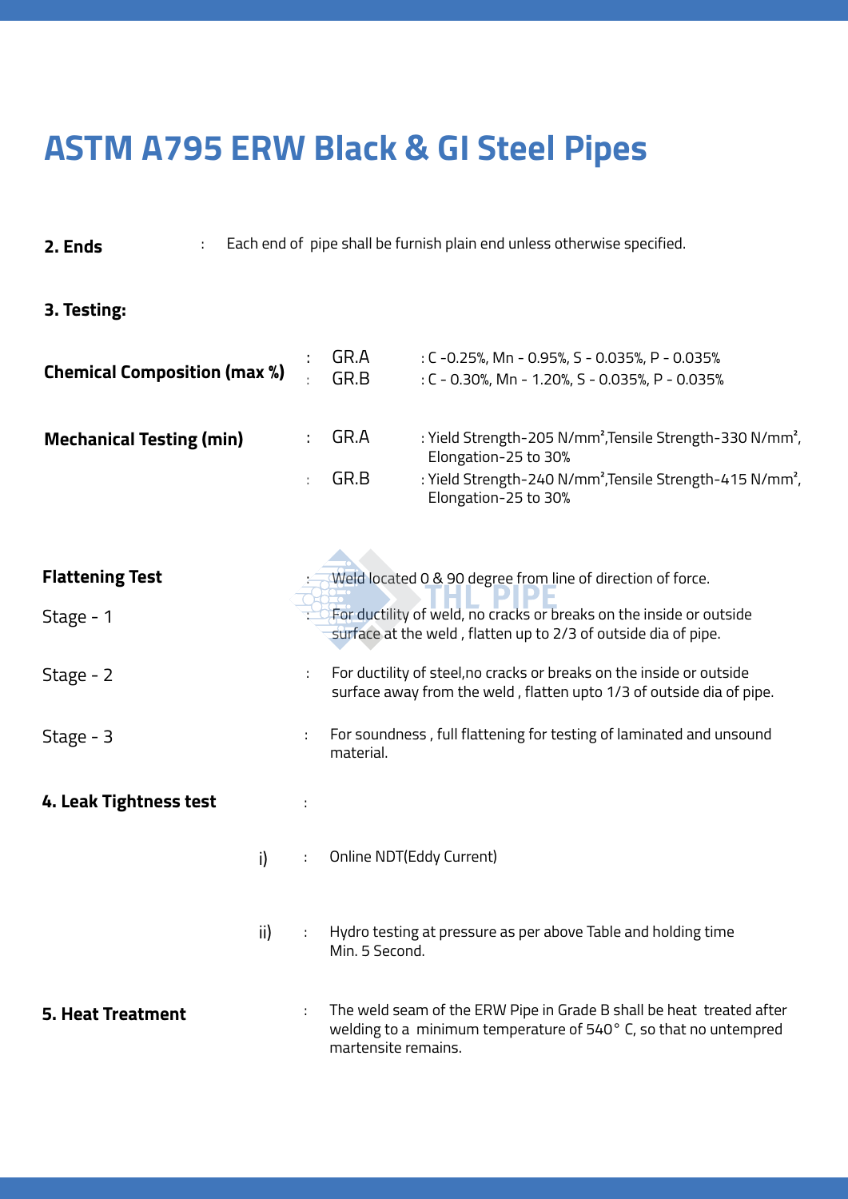# ASTM A795 ERW Black & GI Steel Pipes

**2. Ends** : Each end of pipe shall be furnish plain end unless otherwise specified.

**3. Testing:**

**Chemical Composition (max %)**

| | |
|---|---|
| GR.A | : C -0.25%, Mn - 0.95%, S - 0.035%, P - 0.035% |
| GR.B | : C - 0.30%, Mn - 1.20%, S - 0.035%, P - 0.035% |

**Mechanical Testing (min)**

| | |
|---|---|
| GR.A | : Yield Strength-205 N/mm², Tensile Strength-330 N/mm², Elongation-25 to 30% |
| GR.B | : Yield Strength-240 N/mm², Tensile Strength-415 N/mm², Elongation-25 to 30% |

**Flattening Test** : Weld located 0 & 90 degree from line of direction of force.

Stage - 1 : For ductility of weld, no cracks or breaks on the inside or outside surface at the weld , flatten up to 2/3 of outside dia of pipe.

Stage - 2 : For ductility of steel,no cracks or breaks on the inside or outside surface away from the weld , flatten upto 1/3 of outside dia of pipe.

Stage - 3 : For soundness , full flattening for testing of laminated and unsound material.

**4. Leak Tightness test** :

i) : Online NDT(Eddy Current)

ii) : Hydro testing at pressure as per above Table and holding time Min. 5 Second.

**5. Heat Treatment** : The weld seam of the ERW Pipe in Grade B shall be heat treated after welding to a minimum temperature of 540° C, so that no untempred martensite remains.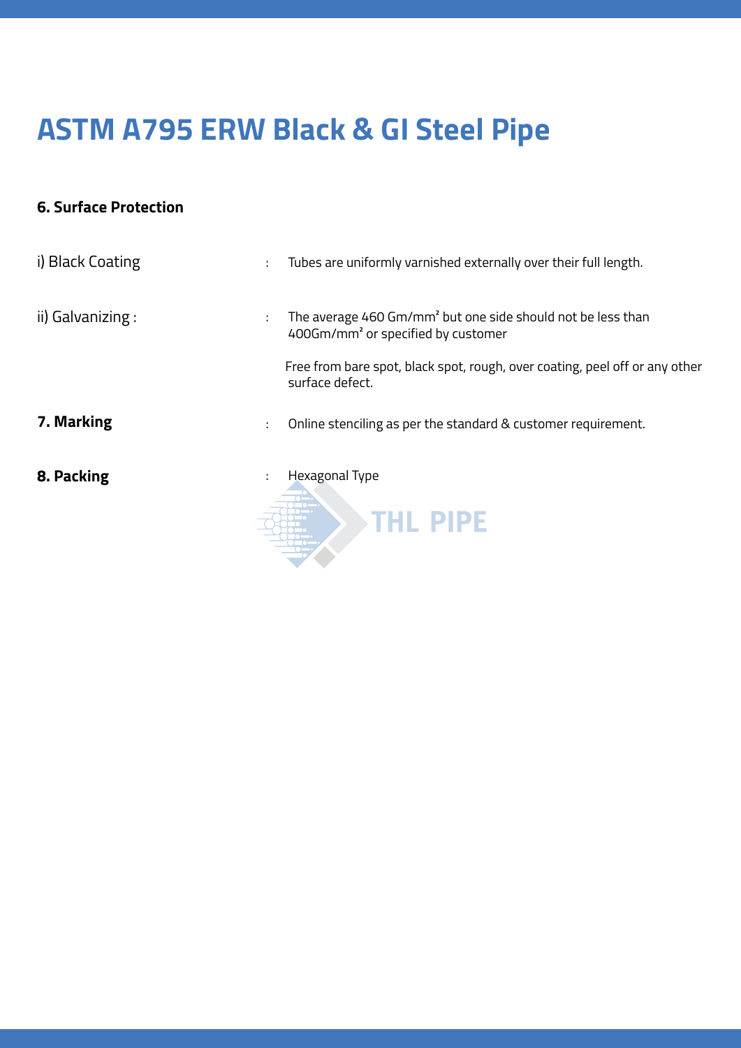# ASTM A795 ERW Black & GI Steel Pipe

**6. Surface Protection**

| | | |
|---|---|---|
| i) Black Coating | : | Tubes are uniformly varnished externally over their full length. |
| ii) Galvanizing : | : | The average 460 Gm/mm² but one side should not be less than 400Gm/mm² or specified by customer<br><br>Free from bare spot, black spot, rough, over coating, peel off or any other surface defect. |
| **7. Marking** | : | Online stenciling as per the standard & customer requirement. |
| **8. Packing** | : | Hexagonal Type |